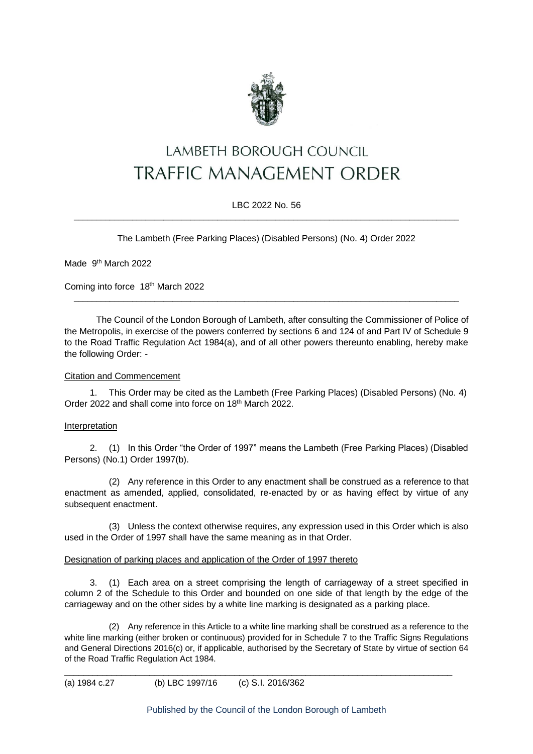# LAMBETH BOROUGH COUNCIL
# TRAFFIC MANAGEMENT ORDER

LBC 2022 No. 56

---

The Lambeth (Free Parking Places) (Disabled Persons) (No. 4) Order 2022

Made 9th March 2022

Coming into force 18th March 2022

---

The Council of the London Borough of Lambeth, after consulting the Commissioner of Police of the Metropolis, in exercise of the powers conferred by sections 6 and 124 of and Part IV of Schedule 9 to the Road Traffic Regulation Act 1984(a), and of all other powers thereunto enabling, hereby make the following Order: -

Citation and Commencement

1. This Order may be cited as the Lambeth (Free Parking Places) (Disabled Persons) (No. 4) Order 2022 and shall come into force on 18th March 2022.

Interpretation

2. (1) In this Order "the Order of 1997" means the Lambeth (Free Parking Places) (Disabled Persons) (No.1) Order 1997(b).

(2) Any reference in this Order to any enactment shall be construed as a reference to that enactment as amended, applied, consolidated, re-enacted by or as having effect by virtue of any subsequent enactment.

(3) Unless the context otherwise requires, any expression used in this Order which is also used in the Order of 1997 shall have the same meaning as in that Order.

Designation of parking places and application of the Order of 1997 thereto

3. (1) Each area on a street comprising the length of carriageway of a street specified in column 2 of the Schedule to this Order and bounded on one side of that length by the edge of the carriageway and on the other sides by a white line marking is designated as a parking place.

(2) Any reference in this Article to a white line marking shall be construed as a reference to the white line marking (either broken or continuous) provided for in Schedule 7 to the Traffic Signs Regulations and General Directions 2016(c) or, if applicable, authorised by the Secretary of State by virtue of section 64 of the Road Traffic Regulation Act 1984.

---

(a) 1984 c.27 (b) LBC 1997/16 (c) S.I. 2016/362

Published by the Council of the London Borough of Lambeth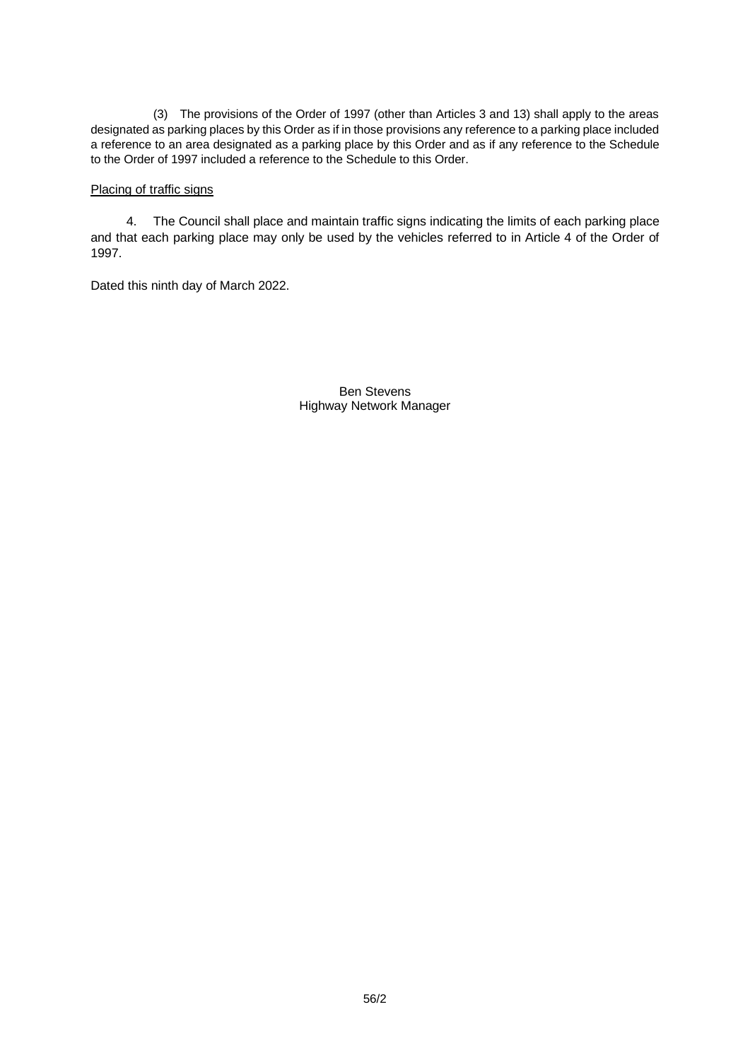(3) The provisions of the Order of 1997 (other than Articles 3 and 13) shall apply to the areas designated as parking places by this Order as if in those provisions any reference to a parking place included a reference to an area designated as a parking place by this Order and as if any reference to the Schedule to the Order of 1997 included a reference to the Schedule to this Order.

<u>Placing of traffic signs</u>

4. The Council shall place and maintain traffic signs indicating the limits of each parking place and that each parking place may only be used by the vehicles referred to in Article 4 of the Order of 1997.

Dated this ninth day of March 2022.

Ben Stevens
Highway Network Manager

56/2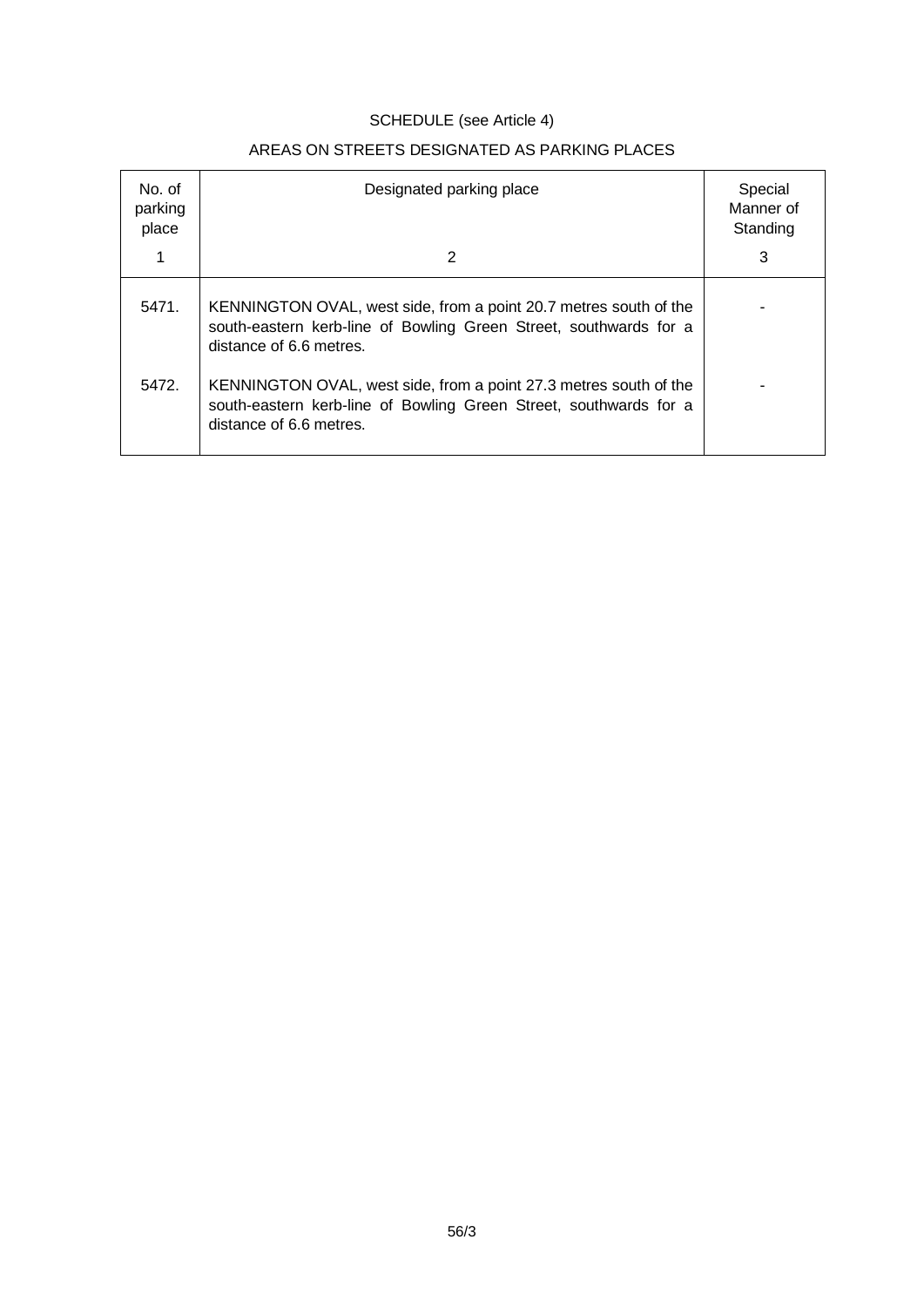SCHEDULE (see Article 4)

AREAS ON STREETS DESIGNATED AS PARKING PLACES

| No. of parking place | Designated parking place | Special Manner of Standing |
| --- | --- | --- |
| 1 | 2 | 3 |
| 5471. | KENNINGTON OVAL, west side, from a point 20.7 metres south of the south-eastern kerb-line of Bowling Green Street, southwards for a distance of 6.6 metres. | - |
| 5472. | KENNINGTON OVAL, west side, from a point 27.3 metres south of the south-eastern kerb-line of Bowling Green Street, southwards for a distance of 6.6 metres. | - |